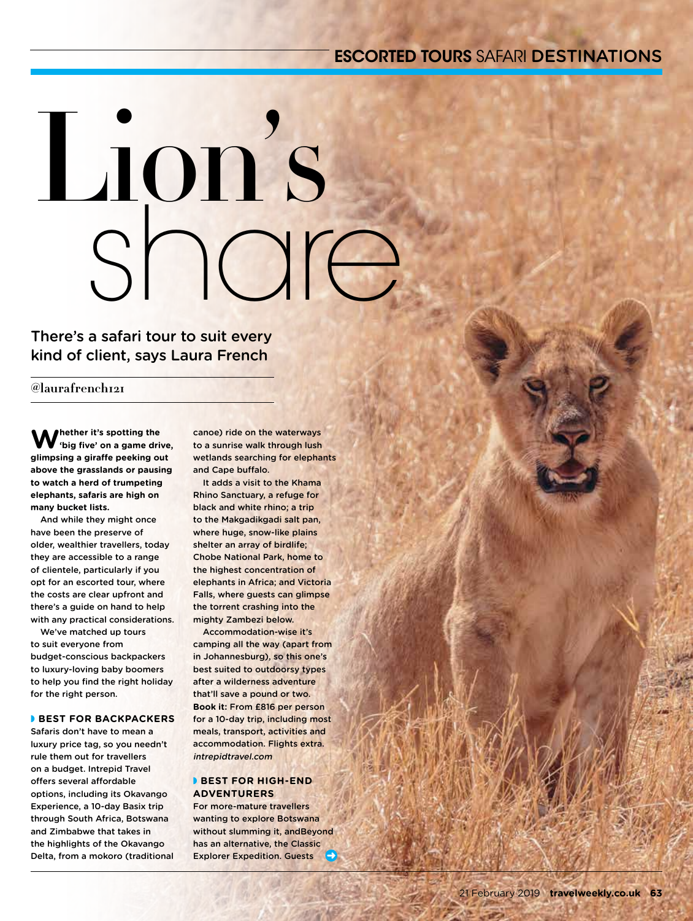# Lion's share

There's a safari tour to suit every kind of client, says Laura French

@laurafrench121

**Whether it's spotting the 'big five' on a game drive, glimpsing a giraffe peeking out above the grasslands or pausing to watch a herd of trumpeting elephants, safaris are high on many bucket lists.**

And while they might once have been the preserve of older, wealthier travellers, today they are accessible to a range of clientele, particularly if you opt for an escorted tour, where the costs are clear upfront and there's a guide on hand to help with any practical considerations.

We've matched up tours to suit everyone from budget-conscious backpackers to luxury-loving baby boomers to help you find the right holiday for the right person.

## BEST FOR BACKPACKERS

Safaris don't have to mean a luxury price tag, so you needn't rule them out for travellers on a budget. Intrepid Travel offers several affordable options, including its Okavango Experience, a 10-day Basix trip through South Africa, Botswana and Zimbabwe that takes in the highlights of the Okavango Delta, from a mokoro (traditional canoe) ride on the waterways to a sunrise walk through lush wetlands searching for elephants and Cape buffalo.

It adds a visit to the Khama Rhino Sanctuary, a refuge for black and white rhino; a trip to the Makgadikgadi salt pan, where huge, snow-like plains shelter an array of birdlife; Chobe National Park, home to the highest concentration of elephants in Africa; and Victoria Falls, where guests can glimpse the torrent crashing into the mighty Zambezi below.

Accommodation-wise it's camping all the way (apart from in Johannesburg), so this one's best suited to outdoorsy types after a wilderness adventure that'll save a pound or two.

**Book it:** From £816 per person for a 10-day trip, including most meals, transport, activities and accommodation. Flights extra. *intrepidtravel.com*

## BEST FOR HIGH-END ADVENTURERS

For more-mature travellers wanting to explore Botswana without slumming it, andBeyond has an alternative, the Classic Explorer Expedition. Guests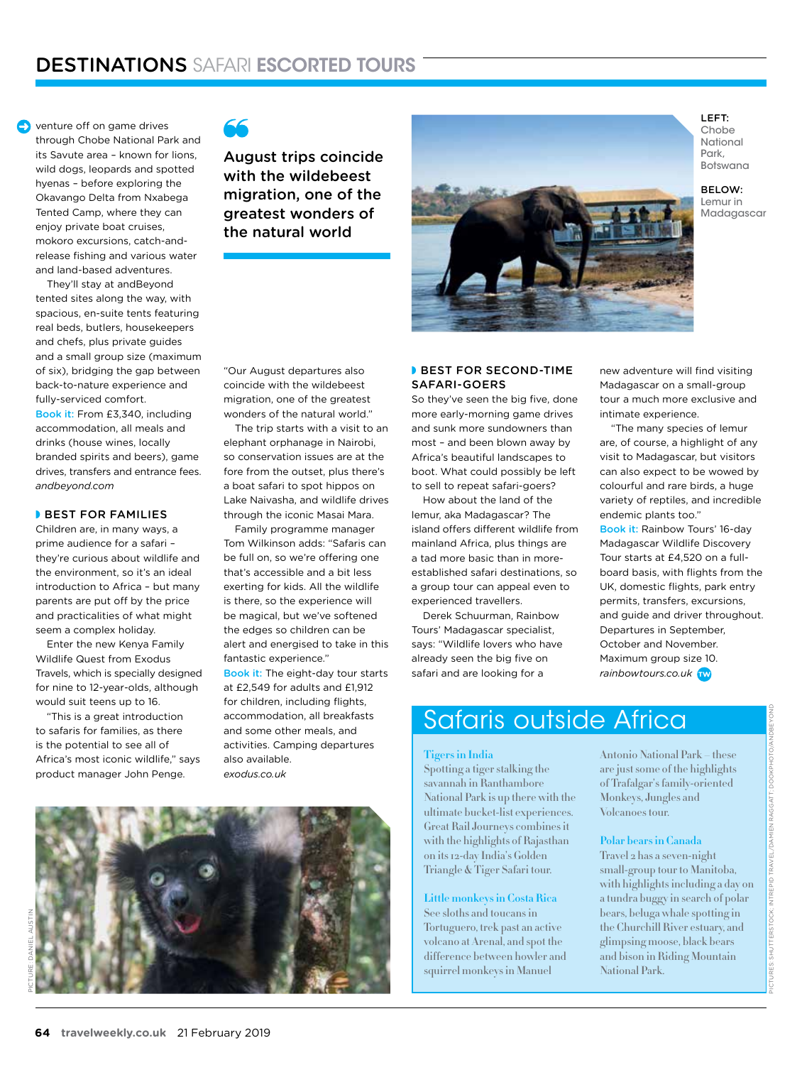venture off on game drives through Chobe National Park and its Savute area – known for lions, wild dogs, leopards and spotted hyenas – before exploring the Okavango Delta from Nxabega Tented Camp, where they can enjoy private boat cruises, mokoro excursions, catch-and-release fishing and various water and land-based adventures.

They'll stay at andBeyond tented sites along the way, with spacious, en-suite tents featuring real beds, butlers, housekeepers and chefs, plus private guides and a small group size (maximum of six), bridging the gap between back-to-nature experience and fully-serviced comfort.

**Book it:** From £3,340, including accommodation, all meals and drinks (house wines, locally branded spirits and beers), game drives, transfers and entrance fees.
*andbeyond.com*

> **August trips coincide with the wildebeest migration, one of the greatest wonders of the natural world**

**LEFT:** Chobe National Park, Botswana

**BELOW:** Lemur in Madagascar

## BEST FOR FAMILIES

Children are, in many ways, a prime audience for a safari – they're curious about wildlife and the environment, so it's an ideal introduction to Africa – but many parents are put off by the price and practicalities of what might seem a complex holiday.

Enter the new Kenya Family Wildlife Quest from Exodus Travels, which is specially designed for nine to 12-year-olds, although would suit teens up to 16.

"This is a great introduction to safaris for families, as there is the potential to see all of Africa's most iconic wildlife," says product manager John Penge.

"Our August departures also coincide with the wildebeest migration, one of the greatest wonders of the natural world."

The trip starts with a visit to an elephant orphanage in Nairobi, so conservation issues are at the fore from the outset, plus there's a boat safari to spot hippos on Lake Naivasha, and wildlife drives through the iconic Masai Mara.

Family programme manager Tom Wilkinson adds: "Safaris can be full on, so we're offering one that's accessible and a bit less exerting for kids. All the wildlife is there, so the experience will be magical, but we've softened the edges so children can be alert and energised to take in this fantastic experience."

**Book it:** The eight-day tour starts at £2,549 for adults and £1,912 for children, including flights, accommodation, all breakfasts and some other meals, and activities. Camping departures also available.
*exodus.co.uk*

## BEST FOR SECOND-TIME SAFARI-GOERS

So they've seen the big five, done more early-morning game drives and sunk more sundowners than most – and been blown away by Africa's beautiful landscapes to boot. What could possibly be left to sell to repeat safari-goers?

How about the land of the lemur, aka Madagascar? The island offers different wildlife from mainland Africa, plus things are a tad more basic than in more-established safari destinations, so a group tour can appeal even to experienced travellers.

Derek Schuurman, Rainbow Tours' Madagascar specialist, says: "Wildlife lovers who have already seen the big five on safari and are looking for a new adventure will find visiting Madagascar on a small-group tour a much more exclusive and intimate experience.

"The many species of lemur are, of course, a highlight of any visit to Madagascar, but visitors can also expect to be wowed by colourful and rare birds, a huge variety of reptiles, and incredible endemic plants too."

**Book it:** Rainbow Tours' 16-day Madagascar Wildlife Discovery Tour starts at £4,520 on a full-board basis, with flights from the UK, domestic flights, park entry permits, transfers, excursions, and guide and driver throughout. Departures in September, October and November. Maximum group size 10.
*rainbowtours.co.uk* TW

## Safaris outside Africa

**Tigers in India**
Spotting a tiger stalking the savannah in Ranthambore National Park is up there with the ultimate bucket-list experiences. Great Rail Journeys combines it with the highlights of Rajasthan on its 12-day India's Golden Triangle & Tiger Safari tour.

**Little monkeys in Costa Rica**
See sloths and toucans in Tortuguero, trek past an active volcano at Arenal, and spot the difference between howler and squirrel monkeys in Manuel Antonio National Park – these are just some of the highlights of Trafalgar's family-oriented Monkeys, Jungles and Volcanoes tour.

**Polar bears in Canada**
Travel 2 has a seven-night small-group tour to Manitoba, with highlights including a day on a tundra buggy in search of polar bears, beluga whale spotting in the Churchill River estuary, and glimpsing moose, black bears and bison in Riding Mountain National Park.

PICTURE: DANIEL AUSTIN

PICTURES: SHUTTERSTOCK, INTREPID TRAVEL/DAMIEN RAGGATT, DOOKPHOTO/ANDBEYOND